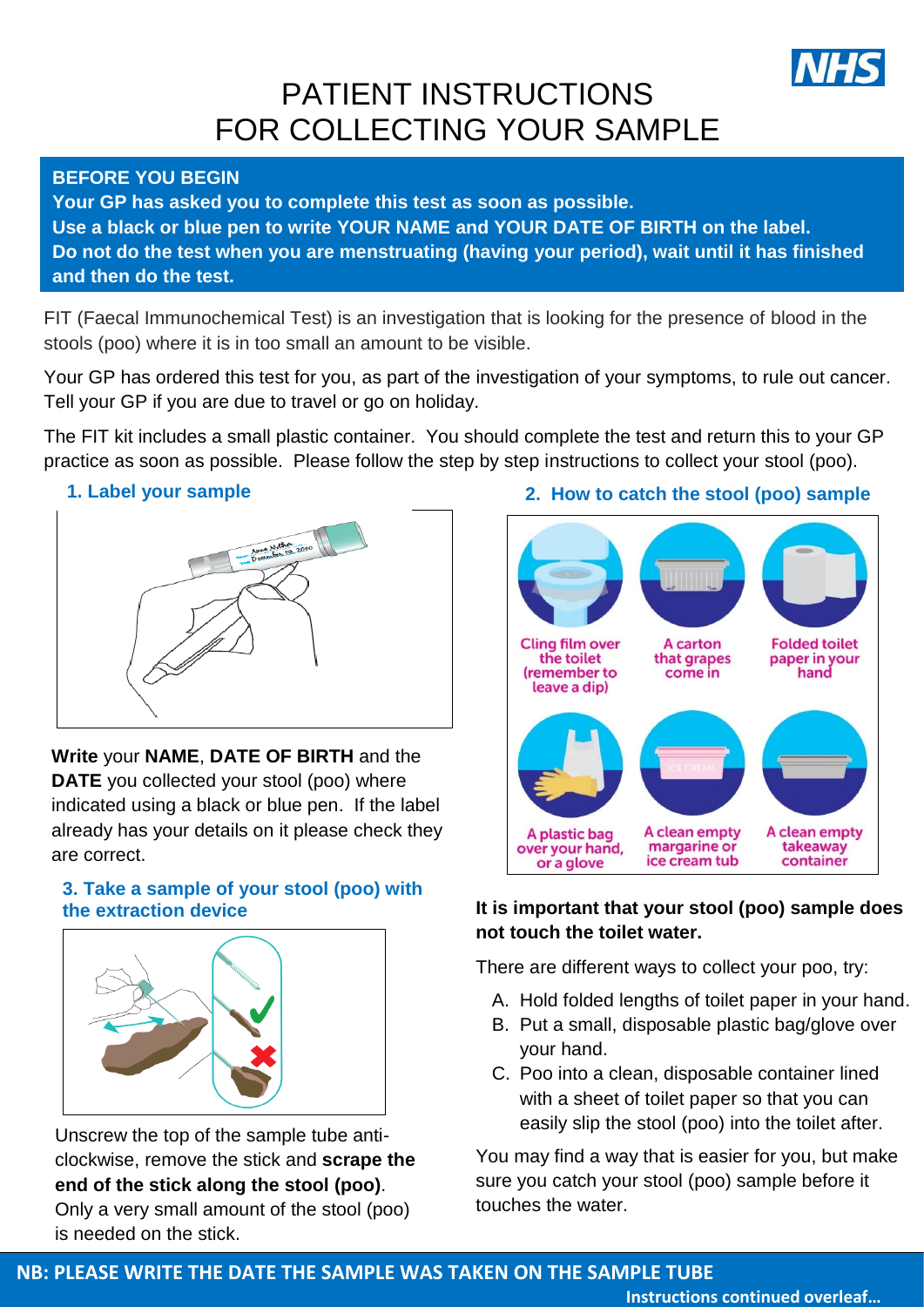# PATIENT INSTRUCTIONS
# FOR COLLECTING YOUR SAMPLE

**BEFORE YOU BEGIN**
**Your GP has asked you to complete this test as soon as possible.**
**Use a black or blue pen to write YOUR NAME and YOUR DATE OF BIRTH on the label.**
**Do not do the test when you are menstruating (having your period), wait until it has finished and then do the test.**

FIT (Faecal Immunochemical Test) is an investigation that is looking for the presence of blood in the stools (poo) where it is in too small an amount to be visible.

Your GP has ordered this test for you, as part of the investigation of your symptoms, to rule out cancer. Tell your GP if you are due to travel or go on holiday.

The FIT kit includes a small plastic container. You should complete the test and return this to your GP practice as soon as possible. Please follow the step by step instructions to collect your stool (poo).

### 1. Label your sample

**Write** your **NAME**, **DATE OF BIRTH** and the **DATE** you collected your stool (poo) where indicated using a black or blue pen. If the label already has your details on it please check they are correct.

### 2. How to catch the stool (poo) sample

- Cling film over the toilet (remember to leave a dip)
- A carton that grapes come in
- Folded toilet paper in your hand
- A plastic bag over your hand, or a glove
- A clean empty margarine or ice cream tub
- A clean empty takeaway container

**It is important that your stool (poo) sample does not touch the toilet water.**

There are different ways to collect your poo, try:

A. Hold folded lengths of toilet paper in your hand.
B. Put a small, disposable plastic bag/glove over your hand.
C. Poo into a clean, disposable container lined with a sheet of toilet paper so that you can easily slip the stool (poo) into the toilet after.

You may find a way that is easier for you, but make sure you catch your stool (poo) sample before it touches the water.

### 3. Take a sample of your stool (poo) with the extraction device

Unscrew the top of the sample tube anti-clockwise, remove the stick and **scrape the end of the stick along the stool (poo)**. Only a very small amount of the stool (poo) is needed on the stick.

**NB: PLEASE WRITE THE DATE THE SAMPLE WAS TAKEN ON THE SAMPLE TUBE**

**Instructions continued overleaf…**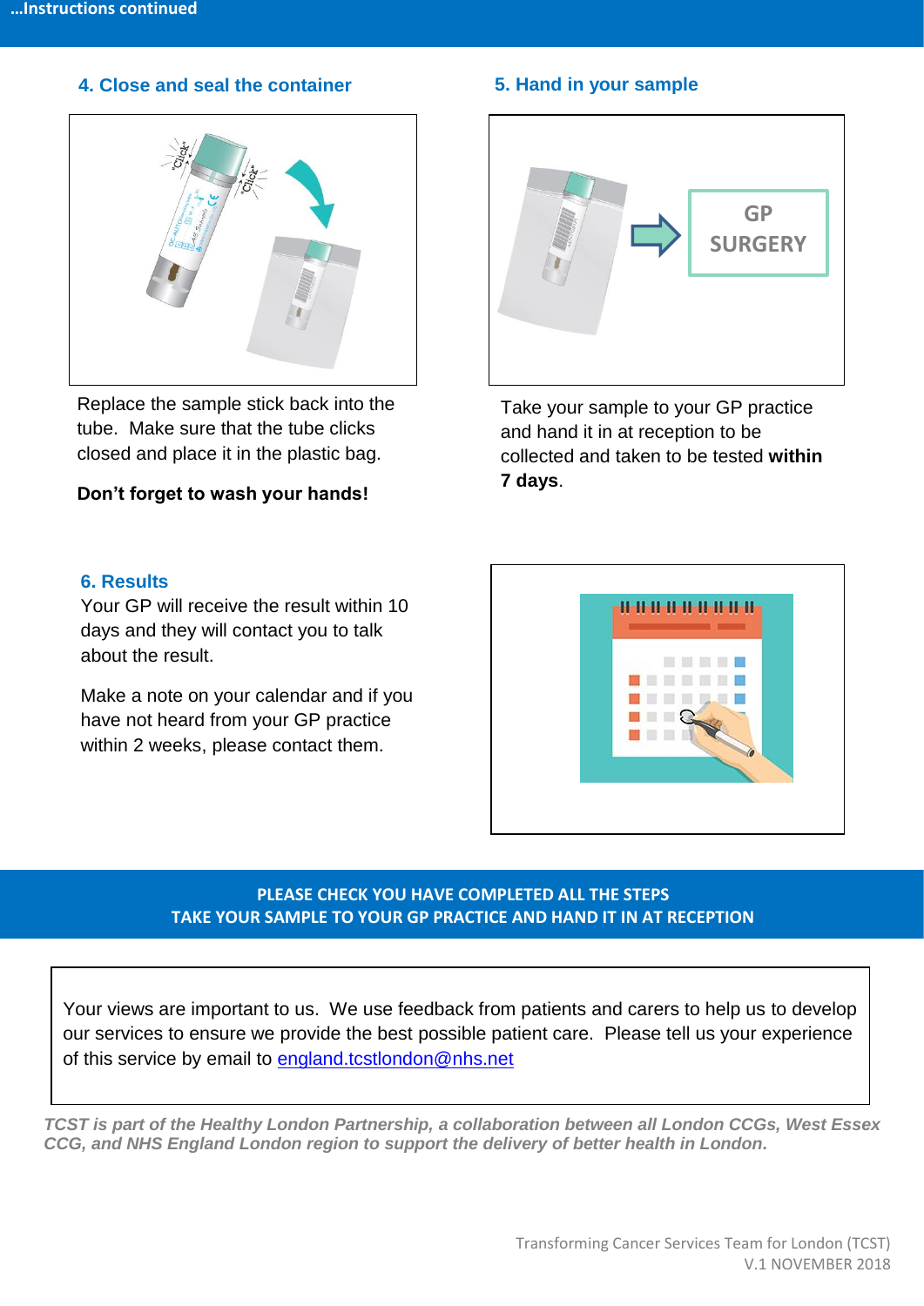**...Instructions continued**

### 4. Close and seal the container

Replace the sample stick back into the tube. Make sure that the tube clicks closed and place it in the plastic bag.

**Don't forget to wash your hands!**

### 5. Hand in your sample

GP SURGERY

Take your sample to your GP practice and hand it in at reception to be collected and taken to be tested **within 7 days**.

### 6. Results

Your GP will receive the result within 10 days and they will contact you to talk about the result.

Make a note on your calendar and if you have not heard from your GP practice within 2 weeks, please contact them.

**PLEASE CHECK YOU HAVE COMPLETED ALL THE STEPS**
**TAKE YOUR SAMPLE TO YOUR GP PRACTICE AND HAND IT IN AT RECEPTION**

Your views are important to us. We use feedback from patients and carers to help us to develop our services to ensure we provide the best possible patient care. Please tell us your experience of this service by email to [england.tcstlondon@nhs.net](mailto:england.tcstlondon@nhs.net)

***TCST is part of the Healthy London Partnership, a collaboration between all London CCGs, West Essex CCG, and NHS England London region to support the delivery of better health in London.***

Transforming Cancer Services Team for London (TCST)
V.1 NOVEMBER 2018